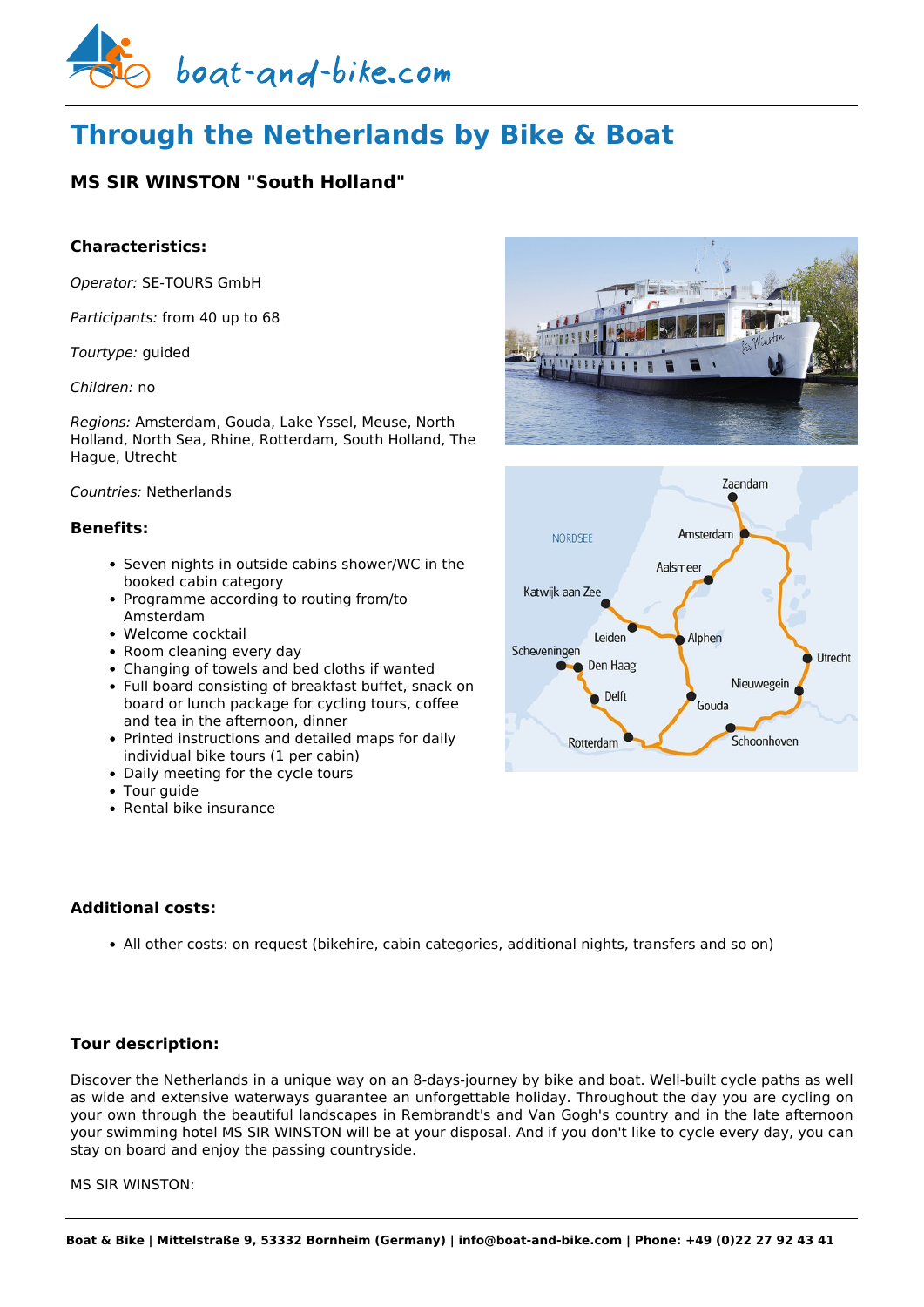# Through the Netherlands by Bike & Boat

## MS SIR WINSTON "South Holland"

### Characteristics:

*Operator:* SE-TOURS GmbH

*Participants:* from 40 up to 68

*Tourtype:* guided

*Children:* no

*Regions:* Amsterdam, Gouda, Lake Yssel, Meuse, North Holland, North Sea, Rhine, Rotterdam, South Holland, The Hague, Utrecht

*Countries:* Netherlands

### Benefits:

- Seven nights in outside cabins shower/WC in the booked cabin category
- Programme according to routing from/to Amsterdam
- Welcome cocktail
- Room cleaning every day
- Changing of towels and bed cloths if wanted
- Full board consisting of breakfast buffet, snack on board or lunch package for cycling tours, coffee and tea in the afternoon, dinner
- Printed instructions and detailed maps for daily individual bike tours (1 per cabin)
- Daily meeting for the cycle tours
- Tour guide
- Rental bike insurance

### Additional costs:

- All other costs: on request (bikehire, cabin categories, additional nights, transfers and so on)

### Tour description:

Discover the Netherlands in a unique way on an 8-days-journey by bike and boat. Well-built cycle paths as well as wide and extensive waterways guarantee an unforgettable holiday. Throughout the day you are cycling on your own through the beautiful landscapes in Rembrandt's and Van Gogh's country and in the late afternoon your swimming hotel MS SIR WINSTON will be at your disposal. And if you don't like to cycle every day, you can stay on board and enjoy the passing countryside.

MS SIR WINSTON: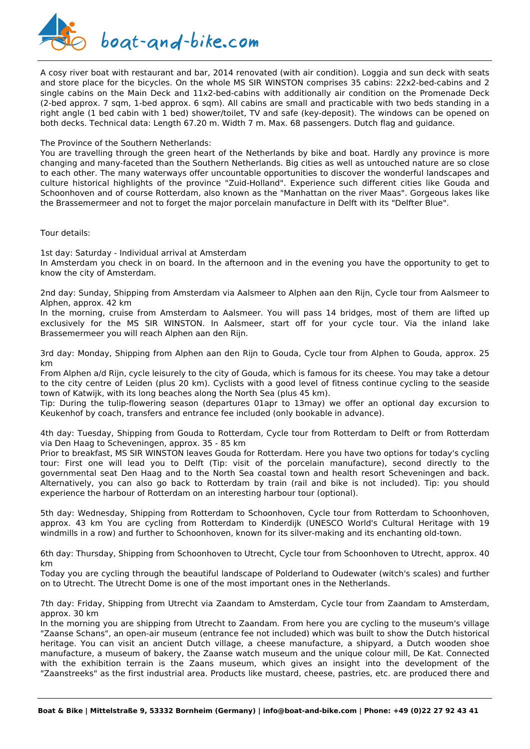A cosy river boat with restaurant and bar, 2014 renovated (with air condition). Loggia and sun deck with seats and store place for the bicycles. On the whole MS SIR WINSTON comprises 35 cabins: 22x2-bed-cabins and 2 single cabins on the Main Deck and 11x2-bed-cabins with additionally air condition on the Promenade Deck (2-bed approx. 7 sqm, 1-bed approx. 6 sqm). All cabins are small and practicable with two beds standing in a right angle (1 bed cabin with 1 bed) shower/toilet, TV and safe (key-deposit). The windows can be opened on both decks. Technical data: Length 67.20 m. Width 7 m. Max. 68 passengers. Dutch flag and guidance.

The Province of the Southern Netherlands:
You are travelling through the green heart of the Netherlands by bike and boat. Hardly any province is more changing and many-faceted than the Southern Netherlands. Big cities as well as untouched nature are so close to each other. The many waterways offer uncountable opportunities to discover the wonderful landscapes and culture historical highlights of the province "Zuid-Holland". Experience such different cities like Gouda and Schoonhoven and of course Rotterdam, also known as the "Manhattan on the river Maas". Gorgeous lakes like the Brassemermeer and not to forget the major porcelain manufacture in Delft with its "Delfter Blue".

Tour details:

1st day: Saturday - Individual arrival at Amsterdam
In Amsterdam you check in on board. In the afternoon and in the evening you have the opportunity to get to know the city of Amsterdam.

2nd day: Sunday, Shipping from Amsterdam via Aalsmeer to Alphen aan den Rijn, Cycle tour from Aalsmeer to Alphen, approx. 42 km
In the morning, cruise from Amsterdam to Aalsmeer. You will pass 14 bridges, most of them are lifted up exclusively for the MS SIR WINSTON. In Aalsmeer, start off for your cycle tour. Via the inland lake Brassemermeer you will reach Alphen aan den Rijn.

3rd day: Monday, Shipping from Alphen aan den Rijn to Gouda, Cycle tour from Alphen to Gouda, approx. 25 km
From Alphen a/d Rijn, cycle leisurely to the city of Gouda, which is famous for its cheese. You may take a detour to the city centre of Leiden (plus 20 km). Cyclists with a good level of fitness continue cycling to the seaside town of Katwijk, with its long beaches along the North Sea (plus 45 km).
Tip: During the tulip-flowering season (departures 01apr to 13may) we offer an optional day excursion to Keukenhof by coach, transfers and entrance fee included (only bookable in advance).

4th day: Tuesday, Shipping from Gouda to Rotterdam, Cycle tour from Rotterdam to Delft or from Rotterdam via Den Haag to Scheveningen, approx. 35 - 85 km
Prior to breakfast, MS SIR WINSTON leaves Gouda for Rotterdam. Here you have two options for today's cycling tour: First one will lead you to Delft (Tip: visit of the porcelain manufacture), second directly to the governmental seat Den Haag and to the North Sea coastal town and health resort Scheveningen and back. Alternatively, you can also go back to Rotterdam by train (rail and bike is not included). Tip: you should experience the harbour of Rotterdam on an interesting harbour tour (optional).

5th day: Wednesday, Shipping from Rotterdam to Schoonhoven, Cycle tour from Rotterdam to Schoonhoven, approx. 43 km You are cycling from Rotterdam to Kinderdijk (UNESCO World's Cultural Heritage with 19 windmills in a row) and further to Schoonhoven, known for its silver-making and its enchanting old-town.

6th day: Thursday, Shipping from Schoonhoven to Utrecht, Cycle tour from Schoonhoven to Utrecht, approx. 40 km
Today you are cycling through the beautiful landscape of Polderland to Oudewater (witch's scales) and further on to Utrecht. The Utrecht Dome is one of the most important ones in the Netherlands.

7th day: Friday, Shipping from Utrecht via Zaandam to Amsterdam, Cycle tour from Zaandam to Amsterdam, approx. 30 km
In the morning you are shipping from Utrecht to Zaandam. From here you are cycling to the museum's village "Zaanse Schans", an open-air museum (entrance fee not included) which was built to show the Dutch historical heritage. You can visit an ancient Dutch village, a cheese manufacture, a shipyard, a Dutch wooden shoe manufacture, a museum of bakery, the Zaanse watch museum and the unique colour mill, De Kat. Connected with the exhibition terrain is the Zaans museum, which gives an insight into the development of the "Zaanstreeks" as the first industrial area. Products like mustard, cheese, pastries, etc. are produced there and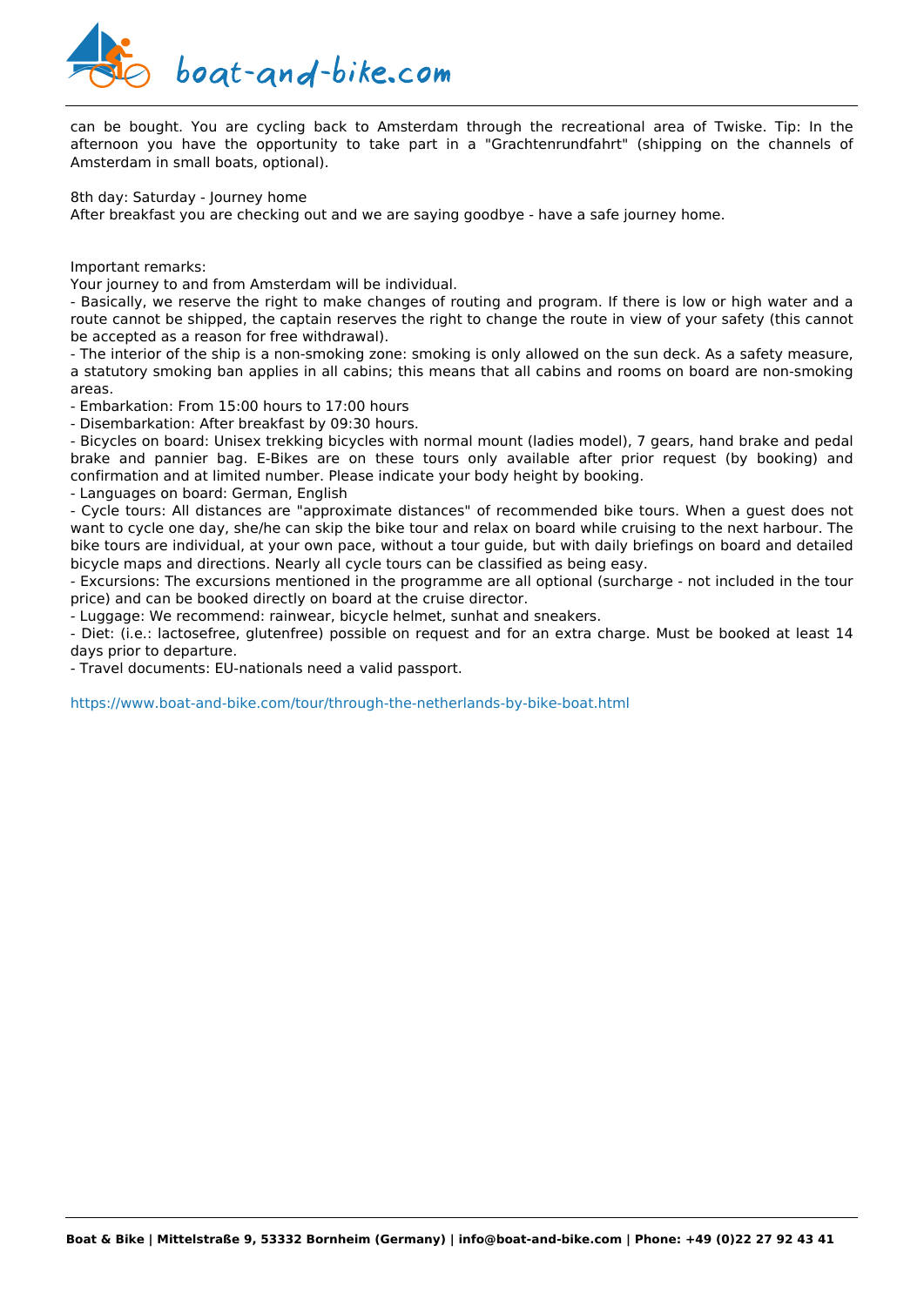can be bought. You are cycling back to Amsterdam through the recreational area of Twiske. Tip: In the afternoon you have the opportunity to take part in a "Grachtenrundfahrt" (shipping on the channels of Amsterdam in small boats, optional).

8th day: Saturday - Journey home
After breakfast you are checking out and we are saying goodbye - have a safe journey home.

Important remarks:
Your journey to and from Amsterdam will be individual.
- Basically, we reserve the right to make changes of routing and program. If there is low or high water and a route cannot be shipped, the captain reserves the right to change the route in view of your safety (this cannot be accepted as a reason for free withdrawal).
- The interior of the ship is a non-smoking zone: smoking is only allowed on the sun deck. As a safety measure, a statutory smoking ban applies in all cabins; this means that all cabins and rooms on board are non-smoking areas.
- Embarkation: From 15:00 hours to 17:00 hours
- Disembarkation: After breakfast by 09:30 hours.
- Bicycles on board: Unisex trekking bicycles with normal mount (ladies model), 7 gears, hand brake and pedal brake and pannier bag. E-Bikes are on these tours only available after prior request (by booking) and confirmation and at limited number. Please indicate your body height by booking.
- Languages on board: German, English
- Cycle tours: All distances are "approximate distances" of recommended bike tours. When a guest does not want to cycle one day, she/he can skip the bike tour and relax on board while cruising to the next harbour. The bike tours are individual, at your own pace, without a tour guide, but with daily briefings on board and detailed bicycle maps and directions. Nearly all cycle tours can be classified as being easy.
- Excursions: The excursions mentioned in the programme are all optional (surcharge - not included in the tour price) and can be booked directly on board at the cruise director.
- Luggage: We recommend: rainwear, bicycle helmet, sunhat and sneakers.
- Diet: (i.e.: lactosefree, glutenfree) possible on request and for an extra charge. Must be booked at least 14 days prior to departure.
- Travel documents: EU-nationals need a valid passport.

https://www.boat-and-bike.com/tour/through-the-netherlands-by-bike-boat.html